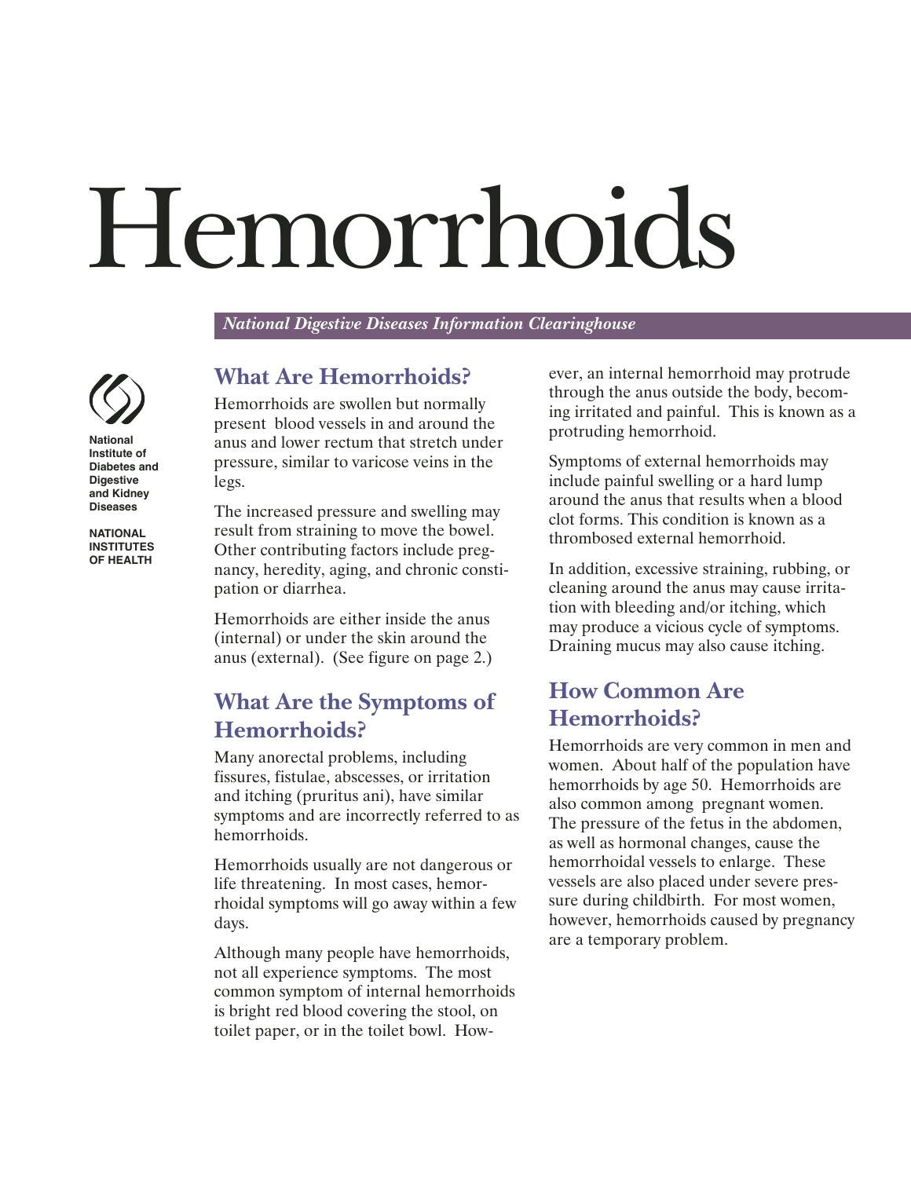# Hemorrhoids

*National Digestive Diseases Information Clearinghouse*

National Institute of Diabetes and Digestive and Kidney Diseases

NATIONAL INSTITUTES OF HEALTH

## What Are Hemorrhoids?

Hemorrhoids are swollen but normally present blood vessels in and around the anus and lower rectum that stretch under pressure, similar to varicose veins in the legs.

The increased pressure and swelling may result from straining to move the bowel. Other contributing factors include pregnancy, heredity, aging, and chronic constipation or diarrhea.

Hemorrhoids are either inside the anus (internal) or under the skin around the anus (external). (See figure on page 2.)

## What Are the Symptoms of Hemorrhoids?

Many anorectal problems, including fissures, fistulae, abscesses, or irritation and itching (pruritus ani), have similar symptoms and are incorrectly referred to as hemorrhoids.

Hemorrhoids usually are not dangerous or life threatening. In most cases, hemorrhoidal symptoms will go away within a few days.

Although many people have hemorrhoids, not all experience symptoms. The most common symptom of internal hemorrhoids is bright red blood covering the stool, on toilet paper, or in the toilet bowl. However, an internal hemorrhoid may protrude through the anus outside the body, becoming irritated and painful. This is known as a protruding hemorrhoid.

Symptoms of external hemorrhoids may include painful swelling or a hard lump around the anus that results when a blood clot forms. This condition is known as a thrombosed external hemorrhoid.

In addition, excessive straining, rubbing, or cleaning around the anus may cause irritation with bleeding and/or itching, which may produce a vicious cycle of symptoms. Draining mucus may also cause itching.

## How Common Are Hemorrhoids?

Hemorrhoids are very common in men and women. About half of the population have hemorrhoids by age 50. Hemorrhoids are also common among pregnant women. The pressure of the fetus in the abdomen, as well as hormonal changes, cause the hemorrhoidal vessels to enlarge. These vessels are also placed under severe pressure during childbirth. For most women, however, hemorrhoids caused by pregnancy are a temporary problem.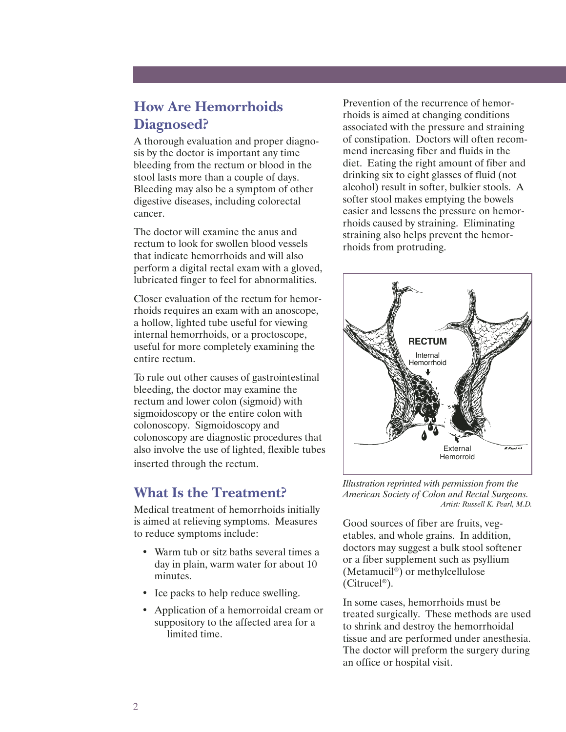## How Are Hemorrhoids Diagnosed?

A thorough evaluation and proper diagnosis by the doctor is important any time bleeding from the rectum or blood in the stool lasts more than a couple of days. Bleeding may also be a symptom of other digestive diseases, including colorectal cancer.

The doctor will examine the anus and rectum to look for swollen blood vessels that indicate hemorrhoids and will also perform a digital rectal exam with a gloved, lubricated finger to feel for abnormalities.

Closer evaluation of the rectum for hemorrhoids requires an exam with an anoscope, a hollow, lighted tube useful for viewing internal hemorrhoids, or a proctoscope, useful for more completely examining the entire rectum.

To rule out other causes of gastrointestinal bleeding, the doctor may examine the rectum and lower colon (sigmoid) with sigmoidoscopy or the entire colon with colonoscopy. Sigmoidoscopy and colonoscopy are diagnostic procedures that also involve the use of lighted, flexible tubes inserted through the rectum.

## What Is the Treatment?

Medical treatment of hemorrhoids initially is aimed at relieving symptoms. Measures to reduce symptoms include:

- Warm tub or sitz baths several times a day in plain, warm water for about 10 minutes.
- Ice packs to help reduce swelling.
- Application of a hemorroidal cream or suppository to the affected area for a limited time.

Prevention of the recurrence of hemorrhoids is aimed at changing conditions associated with the pressure and straining of constipation. Doctors will often recommend increasing fiber and fluids in the diet. Eating the right amount of fiber and drinking six to eight glasses of fluid (not alcohol) result in softer, bulkier stools. A softer stool makes emptying the bowels easier and lessens the pressure on hemorrhoids caused by straining. Eliminating straining also helps prevent the hemorrhoids from protruding.

RECTUM

Internal Hemorrhoid

External Hemorroid

*Illustration reprinted with permission from the American Society of Colon and Rectal Surgeons.*
*Artist: Russell K. Pearl, M.D.*

Good sources of fiber are fruits, vegetables, and whole grains. In addition, doctors may suggest a bulk stool softener or a fiber supplement such as psyllium (Metamucil®) or methylcellulose (Citrucel®).

In some cases, hemorrhoids must be treated surgically. These methods are used to shrink and destroy the hemorrhoidal tissue and are performed under anesthesia. The doctor will preform the surgery during an office or hospital visit.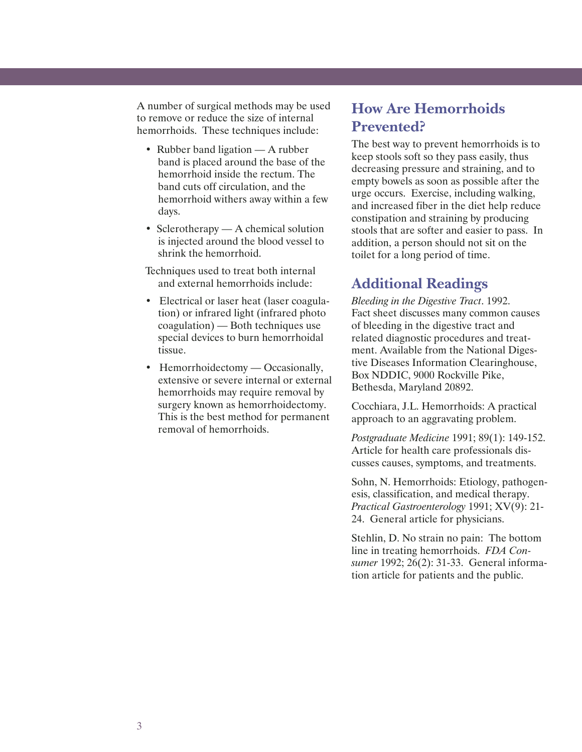A number of surgical methods may be used to remove or reduce the size of internal hemorrhoids. These techniques include:

- Rubber band ligation — A rubber band is placed around the base of the hemorrhoid inside the rectum. The band cuts off circulation, and the hemorrhoid withers away within a few days.
- Sclerotherapy — A chemical solution is injected around the blood vessel to shrink the hemorrhoid.

Techniques used to treat both internal and external hemorrhoids include:

- Electrical or laser heat (laser coagulation) or infrared light (infrared photo coagulation) — Both techniques use special devices to burn hemorrhoidal tissue.
- Hemorrhoidectomy — Occasionally, extensive or severe internal or external hemorrhoids may require removal by surgery known as hemorrhoidectomy. This is the best method for permanent removal of hemorrhoids.

## How Are Hemorrhoids Prevented?

The best way to prevent hemorrhoids is to keep stools soft so they pass easily, thus decreasing pressure and straining, and to empty bowels as soon as possible after the urge occurs. Exercise, including walking, and increased fiber in the diet help reduce constipation and straining by producing stools that are softer and easier to pass. In addition, a person should not sit on the toilet for a long period of time.

## Additional Readings

*Bleeding in the Digestive Tract*. 1992. Fact sheet discusses many common causes of bleeding in the digestive tract and related diagnostic procedures and treatment. Available from the National Digestive Diseases Information Clearinghouse, Box NDDIC, 9000 Rockville Pike, Bethesda, Maryland 20892.

Cocchiara, J.L. Hemorrhoids: A practical approach to an aggravating problem.

*Postgraduate Medicine* 1991; 89(1): 149-152. Article for health care professionals discusses causes, symptoms, and treatments.

Sohn, N. Hemorrhoids: Etiology, pathogenesis, classification, and medical therapy. *Practical Gastroenterology* 1991; XV(9): 21-24. General article for physicians.

Stehlin, D. No strain no pain: The bottom line in treating hemorrhoids. *FDA Consumer* 1992; 26(2): 31-33. General information article for patients and the public.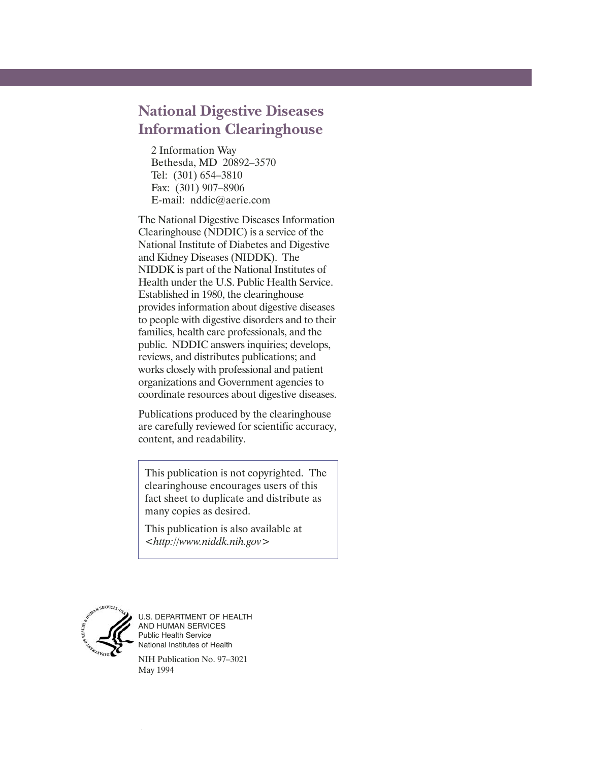## National Digestive Diseases Information Clearinghouse

2 Information Way
Bethesda, MD 20892–3570
Tel: (301) 654–3810
Fax: (301) 907–8906
E-mail: nddic@aerie.com

The National Digestive Diseases Information Clearinghouse (NDDIC) is a service of the National Institute of Diabetes and Digestive and Kidney Diseases (NIDDK). The NIDDK is part of the National Institutes of Health under the U.S. Public Health Service. Established in 1980, the clearinghouse provides information about digestive diseases to people with digestive disorders and to their families, health care professionals, and the public. NDDIC answers inquiries; develops, reviews, and distributes publications; and works closely with professional and patient organizations and Government agencies to coordinate resources about digestive diseases.

Publications produced by the clearinghouse are carefully reviewed for scientific accuracy, content, and readability.

This publication is not copyrighted. The clearinghouse encourages users of this fact sheet to duplicate and distribute as many copies as desired.

This publication is also available at *<http://www.niddk.nih.gov>*

U.S. DEPARTMENT OF HEALTH AND HUMAN SERVICES
Public Health Service
National Institutes of Health

NIH Publication No. 97–3021
May 1994